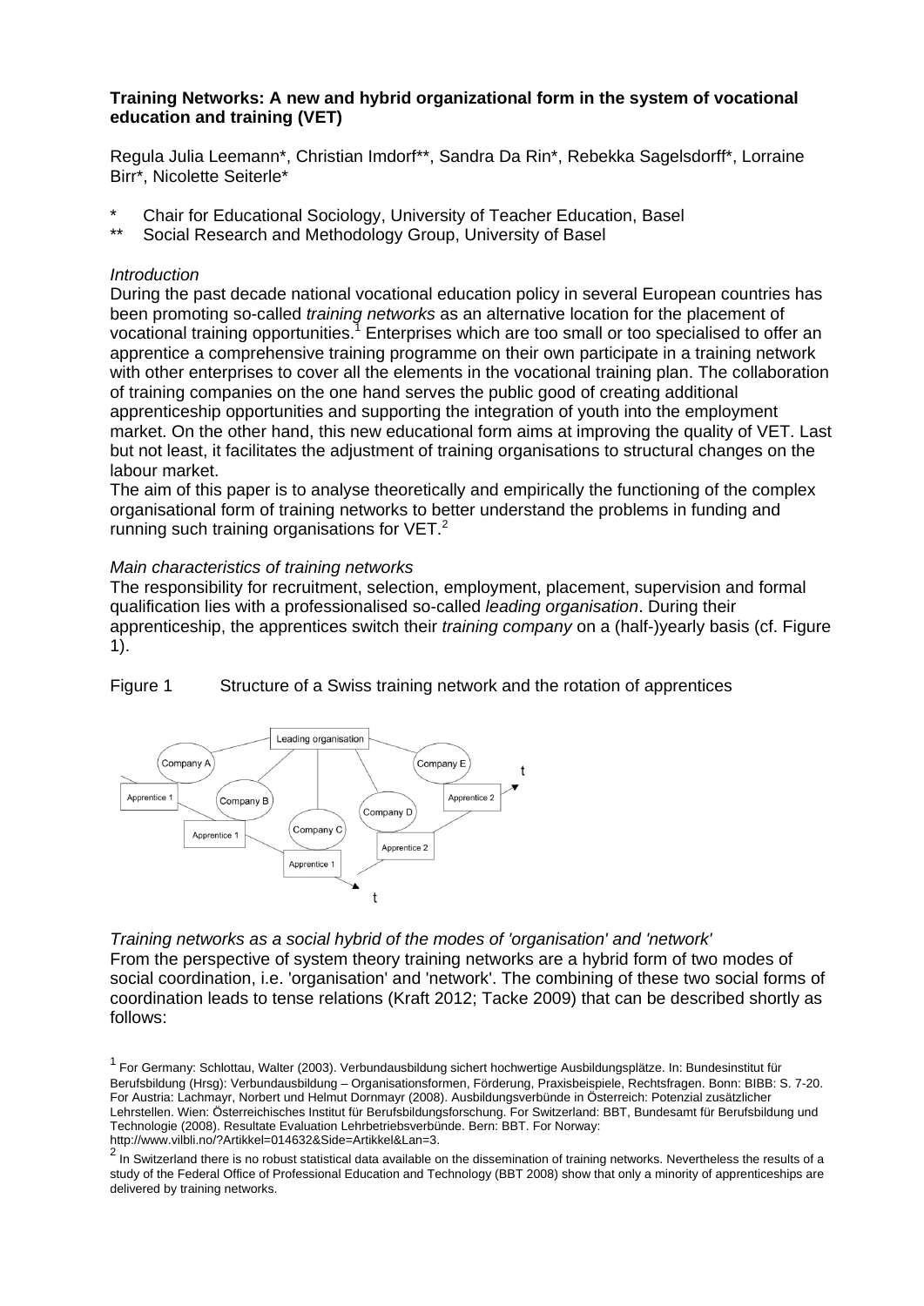**Training Networks: A new and hybrid organizational form in the system of vocational education and training (VET)**

Regula Julia Leemann*, Christian Imdorf**, Sandra Da Rin*, Rebekka Sagelsdorff*, Lorraine Birr*, Nicolette Seiterle*

\* Chair for Educational Sociology, University of Teacher Education, Basel
\** Social Research and Methodology Group, University of Basel

*Introduction*

During the past decade national vocational education policy in several European countries has been promoting so-called *training networks* as an alternative location for the placement of vocational training opportunities.[1] Enterprises which are too small or too specialised to offer an apprentice a comprehensive training programme on their own participate in a training network with other enterprises to cover all the elements in the vocational training plan. The collaboration of training companies on the one hand serves the public good of creating additional apprenticeship opportunities and supporting the integration of youth into the employment market. On the other hand, this new educational form aims at improving the quality of VET. Last but not least, it facilitates the adjustment of training organisations to structural changes on the labour market.

The aim of this paper is to analyse theoretically and empirically the functioning of the complex organisational form of training networks to better understand the problems in funding and running such training organisations for VET.[2]

*Main characteristics of training networks*

The responsibility for recruitment, selection, employment, placement, supervision and formal qualification lies with a professionalised so-called *leading organisation*. During their apprenticeship, the apprentices switch their *training company* on a (half-)yearly basis (cf. Figure 1).

Figure 1 Structure of a Swiss training network and the rotation of apprentices

*Training networks as a social hybrid of the modes of 'organisation' and 'network'*

From the perspective of system theory training networks are a hybrid form of two modes of social coordination, i.e. 'organisation' and 'network'. The combining of these two social forms of coordination leads to tense relations (Kraft 2012; Tacke 2009) that can be described shortly as follows:

[1] For Germany: Schlottau, Walter (2003). Verbundausbildung sichert hochwertige Ausbildungsplätze. In: Bundesinstitut für Berufsbildung (Hrsg): Verbundausbildung – Organisationsformen, Förderung, Praxisbeispiele, Rechtsfragen. Bonn: BIBB: S. 7-20. For Austria: Lachmayr, Norbert und Helmut Dornmayr (2008). Ausbildungsverbünde in Österreich: Potenzial zusätzlicher Lehrstellen. Wien: Österreichisches Institut für Berufsbildungsforschung. For Switzerland: BBT, Bundesamt für Berufsbildung und Technologie (2008). Resultate Evaluation Lehrbetriebsverbünde. Bern: BBT. For Norway: http://www.vilbli.no/?Artikkel=014632&Side=Artikkel&Lan=3.

[2] In Switzerland there is no robust statistical data available on the dissemination of training networks. Nevertheless the results of a study of the Federal Office of Professional Education and Technology (BBT 2008) show that only a minority of apprenticeships are delivered by training networks.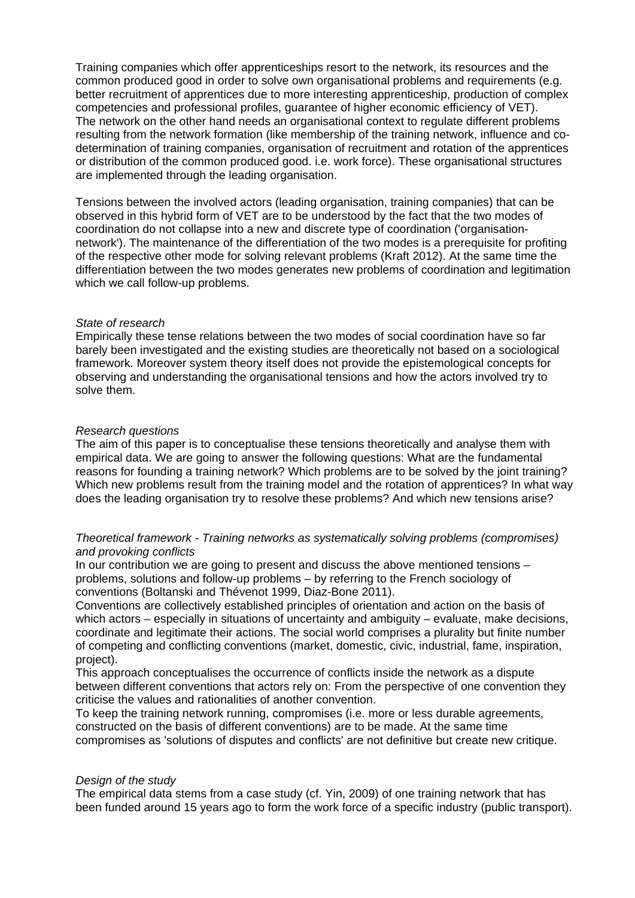Training companies which offer apprenticeships resort to the network, its resources and the common produced good in order to solve own organisational problems and requirements (e.g. better recruitment of apprentices due to more interesting apprenticeship, production of complex competencies and professional profiles, guarantee of higher economic efficiency of VET). The network on the other hand needs an organisational context to regulate different problems resulting from the network formation (like membership of the training network, influence and co-determination of training companies, organisation of recruitment and rotation of the apprentices or distribution of the common produced good. i.e. work force). These organisational structures are implemented through the leading organisation.

Tensions between the involved actors (leading organisation, training companies) that can be observed in this hybrid form of VET are to be understood by the fact that the two modes of coordination do not collapse into a new and discrete type of coordination ('organisation-network'). The maintenance of the differentiation of the two modes is a prerequisite for profiting of the respective other mode for solving relevant problems (Kraft 2012). At the same time the differentiation between the two modes generates new problems of coordination and legitimation which we call follow-up problems.

*State of research*

Empirically these tense relations between the two modes of social coordination have so far barely been investigated and the existing studies are theoretically not based on a sociological framework. Moreover system theory itself does not provide the epistemological concepts for observing and understanding the organisational tensions and how the actors involved try to solve them.

*Research questions*

The aim of this paper is to conceptualise these tensions theoretically and analyse them with empirical data. We are going to answer the following questions: What are the fundamental reasons for founding a training network? Which problems are to be solved by the joint training? Which new problems result from the training model and the rotation of apprentices? In what way does the leading organisation try to resolve these problems? And which new tensions arise?

*Theoretical framework - Training networks as systematically solving problems (compromises) and provoking conflicts*

In our contribution we are going to present and discuss the above mentioned tensions – problems, solutions and follow-up problems – by referring to the French sociology of conventions (Boltanski and Thévenot 1999, Diaz-Bone 2011).

Conventions are collectively established principles of orientation and action on the basis of which actors – especially in situations of uncertainty and ambiguity – evaluate, make decisions, coordinate and legitimate their actions. The social world comprises a plurality but finite number of competing and conflicting conventions (market, domestic, civic, industrial, fame, inspiration, project).

This approach conceptualises the occurrence of conflicts inside the network as a dispute between different conventions that actors rely on: From the perspective of one convention they criticise the values and rationalities of another convention.

To keep the training network running, compromises (i.e. more or less durable agreements, constructed on the basis of different conventions) are to be made. At the same time compromises as 'solutions of disputes and conflicts' are not definitive but create new critique.

*Design of the study*

The empirical data stems from a case study (cf. Yin, 2009) of one training network that has been funded around 15 years ago to form the work force of a specific industry (public transport).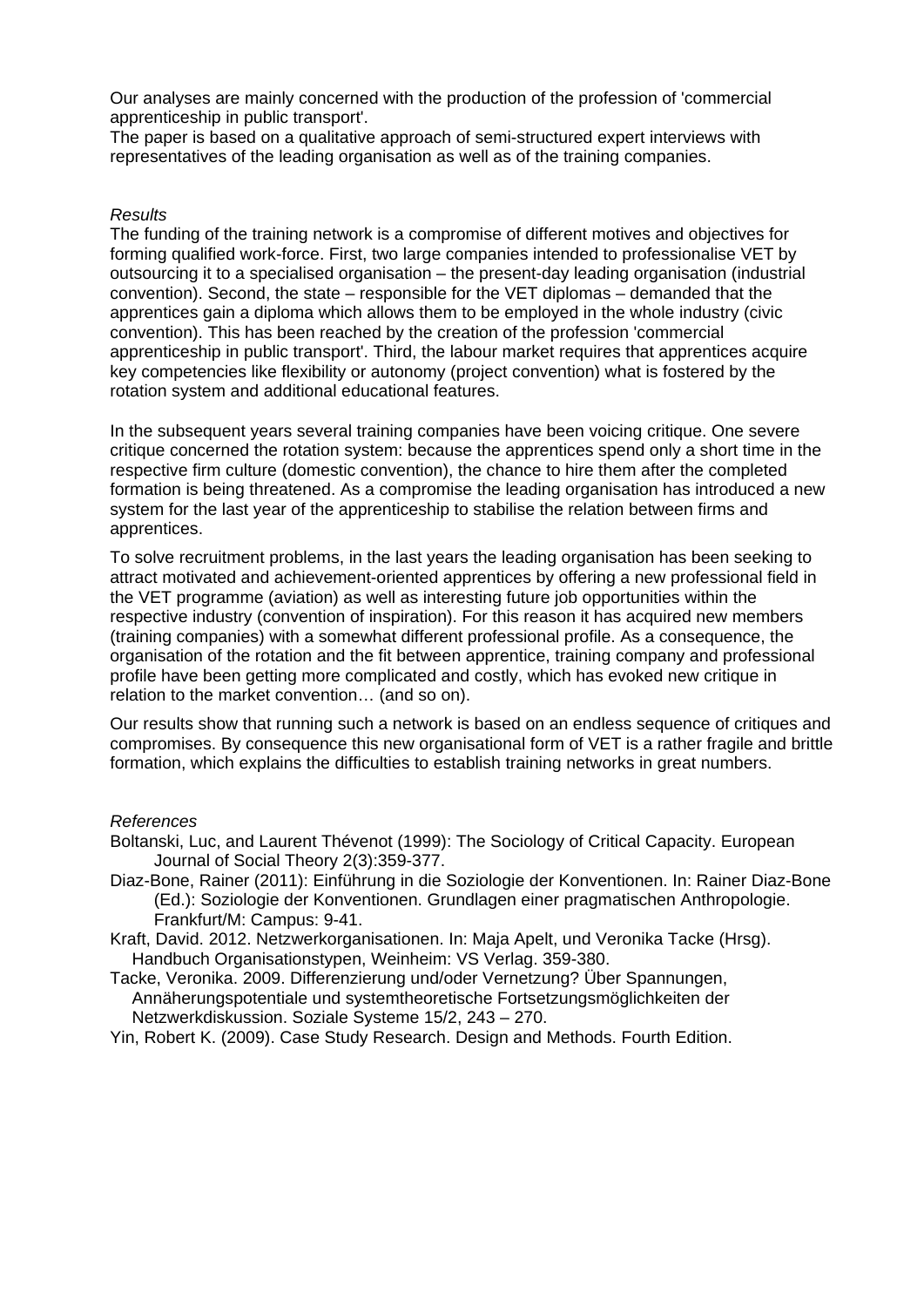Our analyses are mainly concerned with the production of the profession of 'commercial apprenticeship in public transport'.
The paper is based on a qualitative approach of semi-structured expert interviews with representatives of the leading organisation as well as of the training companies.

*Results*
The funding of the training network is a compromise of different motives and objectives for forming qualified work-force. First, two large companies intended to professionalise VET by outsourcing it to a specialised organisation – the present-day leading organisation (industrial convention). Second, the state – responsible for the VET diplomas – demanded that the apprentices gain a diploma which allows them to be employed in the whole industry (civic convention). This has been reached by the creation of the profession 'commercial apprenticeship in public transport'. Third, the labour market requires that apprentices acquire key competencies like flexibility or autonomy (project convention) what is fostered by the rotation system and additional educational features.

In the subsequent years several training companies have been voicing critique. One severe critique concerned the rotation system: because the apprentices spend only a short time in the respective firm culture (domestic convention), the chance to hire them after the completed formation is being threatened. As a compromise the leading organisation has introduced a new system for the last year of the apprenticeship to stabilise the relation between firms and apprentices.

To solve recruitment problems, in the last years the leading organisation has been seeking to attract motivated and achievement-oriented apprentices by offering a new professional field in the VET programme (aviation) as well as interesting future job opportunities within the respective industry (convention of inspiration). For this reason it has acquired new members (training companies) with a somewhat different professional profile. As a consequence, the organisation of the rotation and the fit between apprentice, training company and professional profile have been getting more complicated and costly, which has evoked new critique in relation to the market convention… (and so on).

Our results show that running such a network is based on an endless sequence of critiques and compromises. By consequence this new organisational form of VET is a rather fragile and brittle formation, which explains the difficulties to establish training networks in great numbers.

*References*

Boltanski, Luc, and Laurent Thévenot (1999): The Sociology of Critical Capacity. European Journal of Social Theory 2(3):359-377.

Diaz-Bone, Rainer (2011): Einführung in die Soziologie der Konventionen. In: Rainer Diaz-Bone (Ed.): Soziologie der Konventionen. Grundlagen einer pragmatischen Anthropologie. Frankfurt/M: Campus: 9-41.

Kraft, David. 2012. Netzwerkorganisationen. In: Maja Apelt, und Veronika Tacke (Hrsg). Handbuch Organisationstypen, Weinheim: VS Verlag. 359-380.

Tacke, Veronika. 2009. Differenzierung und/oder Vernetzung? Über Spannungen, Annäherungspotentiale und systemtheoretische Fortsetzungsmöglichkeiten der Netzwerkdiskussion. Soziale Systeme 15/2, 243 – 270.

Yin, Robert K. (2009). Case Study Research. Design and Methods. Fourth Edition.